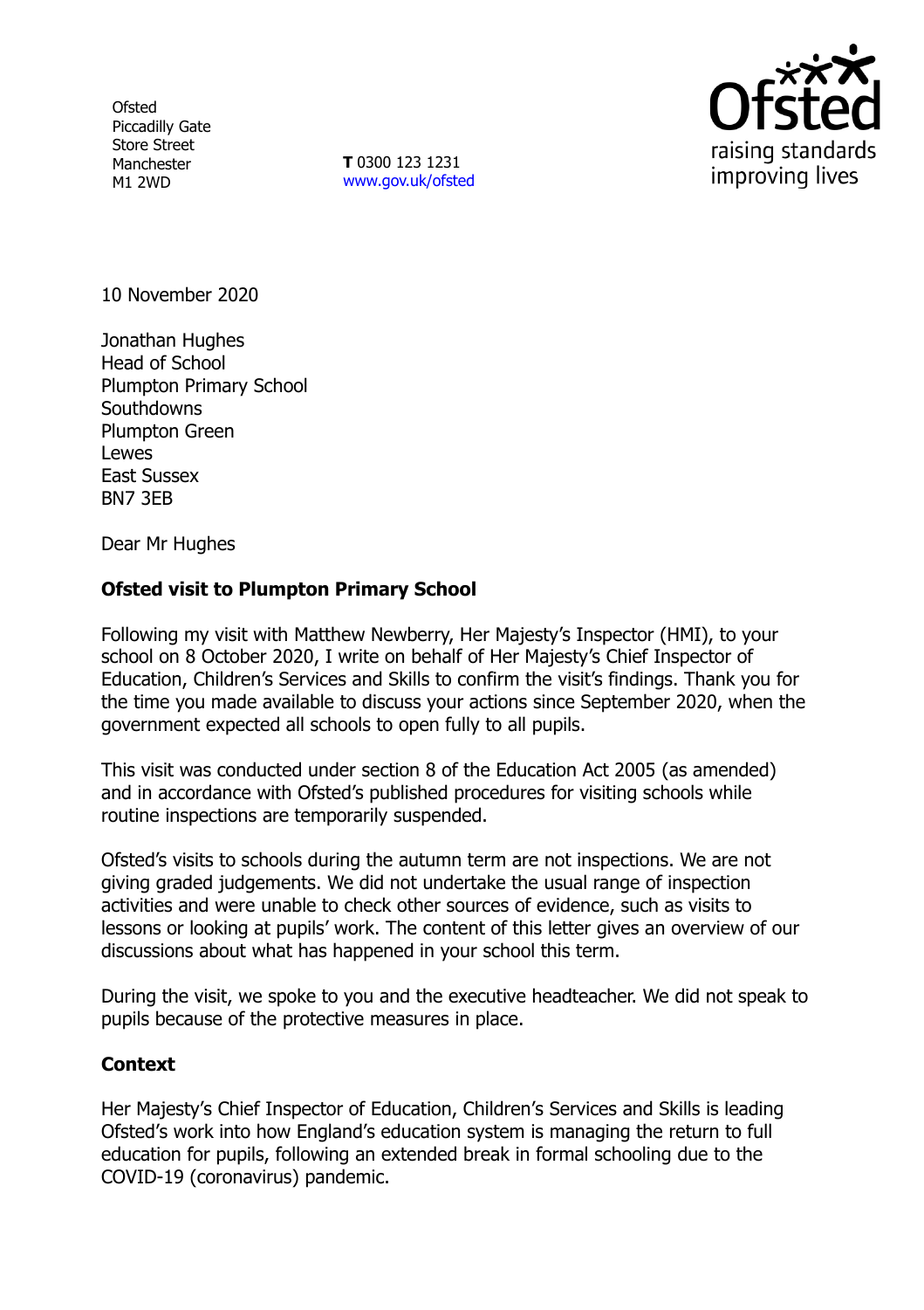Ofsted
Piccadilly Gate
Store Street
Manchester
M1 2WD

**T** 0300 123 1231
www.gov.uk/ofsted

10 November 2020

Jonathan Hughes
Head of School
Plumpton Primary School
Southdowns
Plumpton Green
Lewes
East Sussex
BN7 3EB

Dear Mr Hughes

**Ofsted visit to Plumpton Primary School**

Following my visit with Matthew Newberry, Her Majesty's Inspector (HMI), to your school on 8 October 2020, I write on behalf of Her Majesty's Chief Inspector of Education, Children's Services and Skills to confirm the visit's findings. Thank you for the time you made available to discuss your actions since September 2020, when the government expected all schools to open fully to all pupils.

This visit was conducted under section 8 of the Education Act 2005 (as amended) and in accordance with Ofsted's published procedures for visiting schools while routine inspections are temporarily suspended.

Ofsted's visits to schools during the autumn term are not inspections. We are not giving graded judgements. We did not undertake the usual range of inspection activities and were unable to check other sources of evidence, such as visits to lessons or looking at pupils' work. The content of this letter gives an overview of our discussions about what has happened in your school this term.

During the visit, we spoke to you and the executive headteacher. We did not speak to pupils because of the protective measures in place.

**Context**

Her Majesty's Chief Inspector of Education, Children's Services and Skills is leading Ofsted's work into how England's education system is managing the return to full education for pupils, following an extended break in formal schooling due to the COVID-19 (coronavirus) pandemic.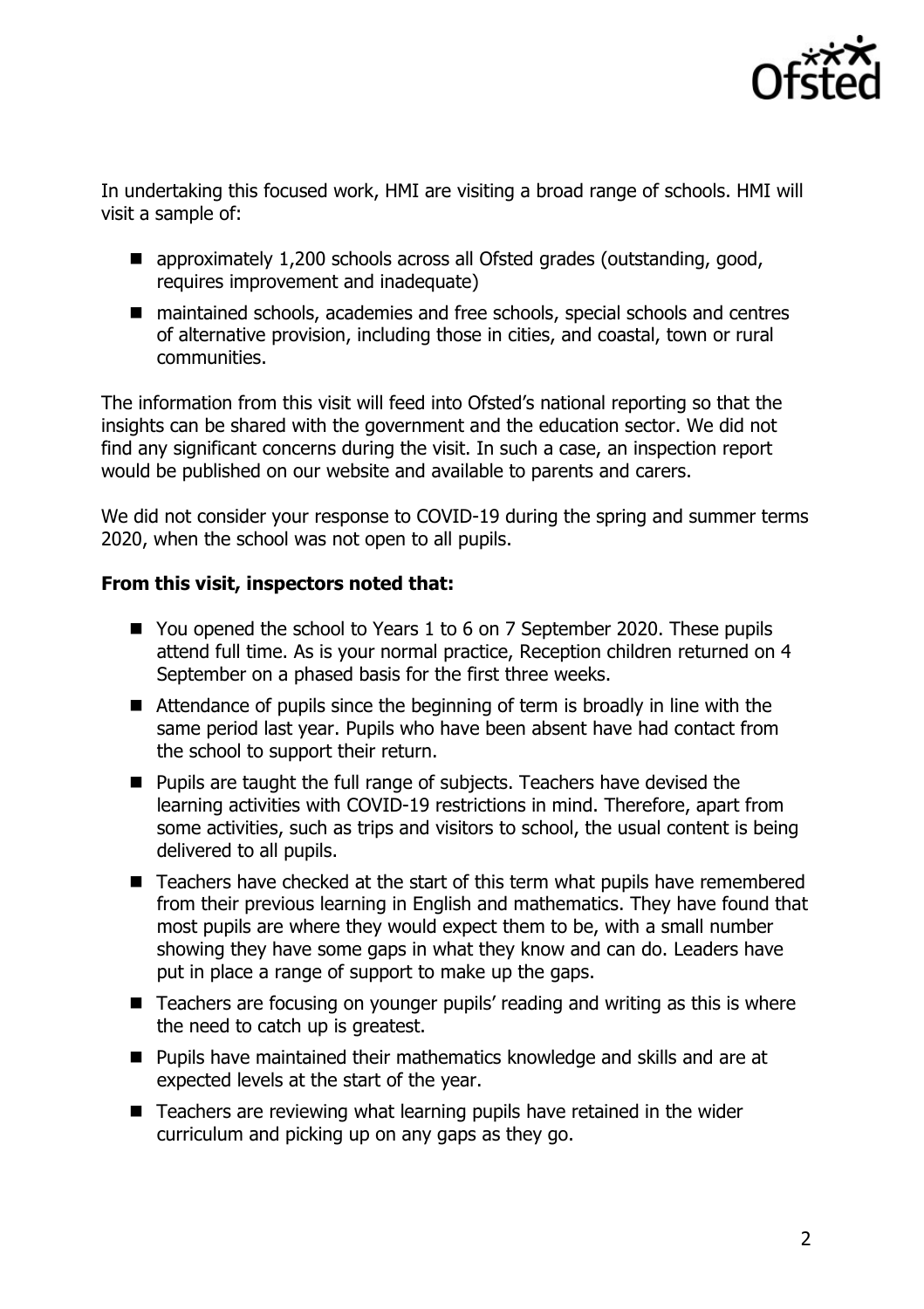In undertaking this focused work, HMI are visiting a broad range of schools. HMI will visit a sample of:

- approximately 1,200 schools across all Ofsted grades (outstanding, good, requires improvement and inadequate)
- maintained schools, academies and free schools, special schools and centres of alternative provision, including those in cities, and coastal, town or rural communities.

The information from this visit will feed into Ofsted's national reporting so that the insights can be shared with the government and the education sector. We did not find any significant concerns during the visit. In such a case, an inspection report would be published on our website and available to parents and carers.

We did not consider your response to COVID-19 during the spring and summer terms 2020, when the school was not open to all pupils.

**From this visit, inspectors noted that:**

- You opened the school to Years 1 to 6 on 7 September 2020. These pupils attend full time. As is your normal practice, Reception children returned on 4 September on a phased basis for the first three weeks.
- Attendance of pupils since the beginning of term is broadly in line with the same period last year. Pupils who have been absent have had contact from the school to support their return.
- Pupils are taught the full range of subjects. Teachers have devised the learning activities with COVID-19 restrictions in mind. Therefore, apart from some activities, such as trips and visitors to school, the usual content is being delivered to all pupils.
- Teachers have checked at the start of this term what pupils have remembered from their previous learning in English and mathematics. They have found that most pupils are where they would expect them to be, with a small number showing they have some gaps in what they know and can do. Leaders have put in place a range of support to make up the gaps.
- Teachers are focusing on younger pupils' reading and writing as this is where the need to catch up is greatest.
- Pupils have maintained their mathematics knowledge and skills and are at expected levels at the start of the year.
- Teachers are reviewing what learning pupils have retained in the wider curriculum and picking up on any gaps as they go.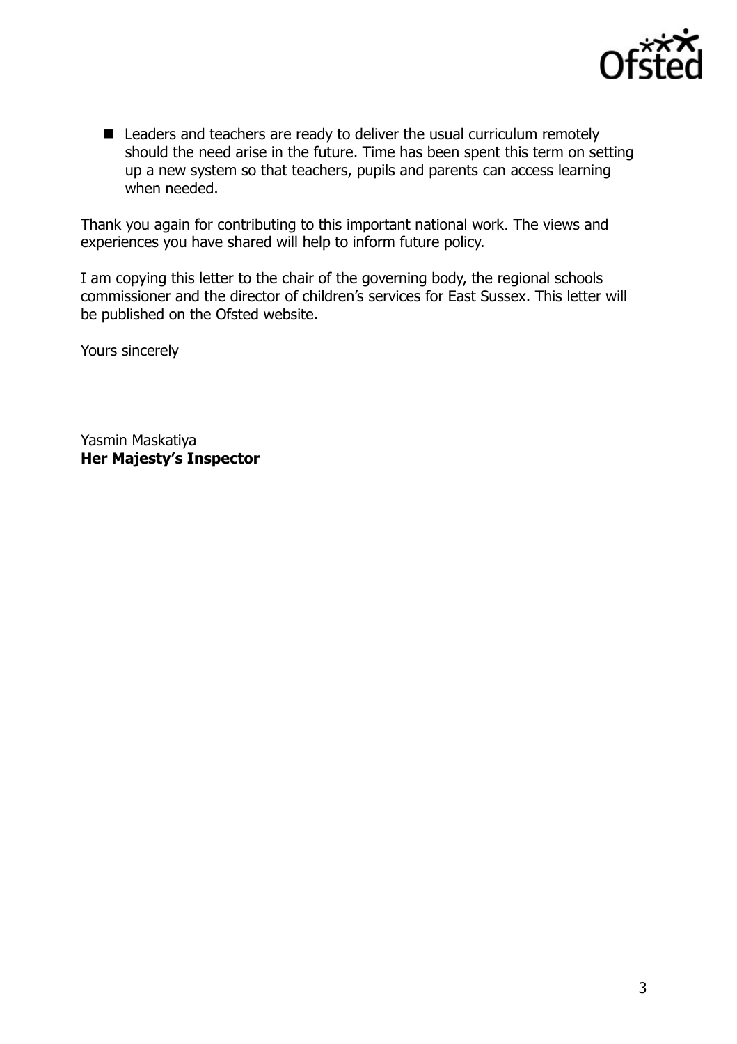- Leaders and teachers are ready to deliver the usual curriculum remotely should the need arise in the future. Time has been spent this term on setting up a new system so that teachers, pupils and parents can access learning when needed.

Thank you again for contributing to this important national work. The views and experiences you have shared will help to inform future policy.

I am copying this letter to the chair of the governing body, the regional schools commissioner and the director of children's services for East Sussex. This letter will be published on the Ofsted website.

Yours sincerely

Yasmin Maskatiya
**Her Majesty's Inspector**